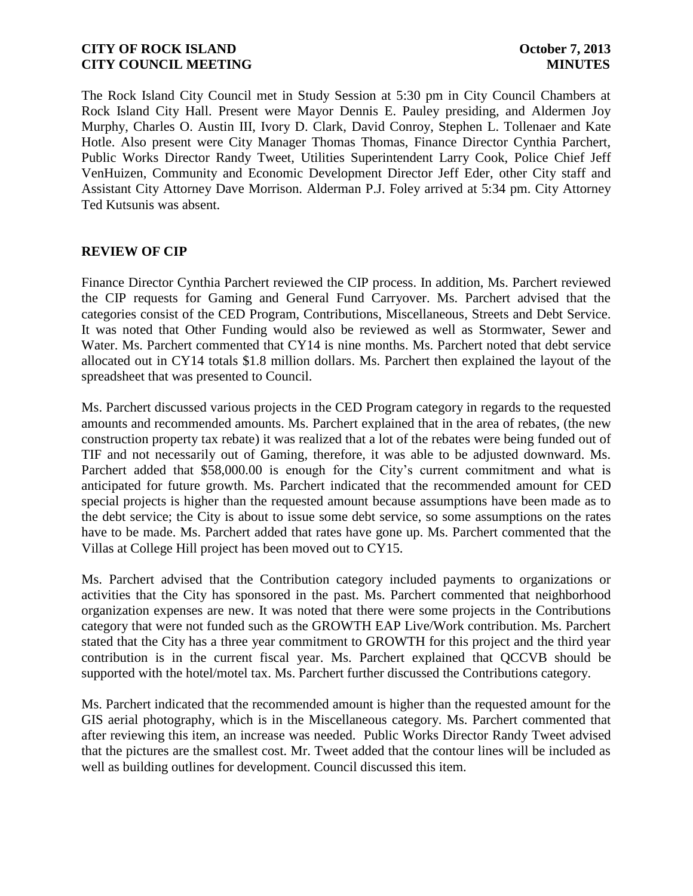The Rock Island City Council met in Study Session at 5:30 pm in City Council Chambers at Rock Island City Hall. Present were Mayor Dennis E. Pauley presiding, and Aldermen Joy Murphy, Charles O. Austin III, Ivory D. Clark, David Conroy, Stephen L. Tollenaer and Kate Hotle. Also present were City Manager Thomas Thomas, Finance Director Cynthia Parchert, Public Works Director Randy Tweet, Utilities Superintendent Larry Cook, Police Chief Jeff VenHuizen, Community and Economic Development Director Jeff Eder, other City staff and Assistant City Attorney Dave Morrison. Alderman P.J. Foley arrived at 5:34 pm. City Attorney Ted Kutsunis was absent.

## REVIEW OF CIP

Finance Director Cynthia Parchert reviewed the CIP process. In addition, Ms. Parchert reviewed the CIP requests for Gaming and General Fund Carryover. Ms. Parchert advised that the categories consist of the CED Program, Contributions, Miscellaneous, Streets and Debt Service. It was noted that Other Funding would also be reviewed as well as Stormwater, Sewer and Water. Ms. Parchert commented that CY14 is nine months. Ms. Parchert noted that debt service allocated out in CY14 totals $1.8 million dollars. Ms. Parchert then explained the layout of the spreadsheet that was presented to Council.

Ms. Parchert discussed various projects in the CED Program category in regards to the requested amounts and recommended amounts. Ms. Parchert explained that in the area of rebates, (the new construction property tax rebate) it was realized that a lot of the rebates were being funded out of TIF and not necessarily out of Gaming, therefore, it was able to be adjusted downward. Ms. Parchert added that $58,000.00 is enough for the City's current commitment and what is anticipated for future growth. Ms. Parchert indicated that the recommended amount for CED special projects is higher than the requested amount because assumptions have been made as to the debt service; the City is about to issue some debt service, so some assumptions on the rates have to be made. Ms. Parchert added that rates have gone up. Ms. Parchert commented that the Villas at College Hill project has been moved out to CY15.

Ms. Parchert advised that the Contribution category included payments to organizations or activities that the City has sponsored in the past. Ms. Parchert commented that neighborhood organization expenses are new. It was noted that there were some projects in the Contributions category that were not funded such as the GROWTH EAP Live/Work contribution. Ms. Parchert stated that the City has a three year commitment to GROWTH for this project and the third year contribution is in the current fiscal year. Ms. Parchert explained that QCCVB should be supported with the hotel/motel tax. Ms. Parchert further discussed the Contributions category.

Ms. Parchert indicated that the recommended amount is higher than the requested amount for the GIS aerial photography, which is in the Miscellaneous category. Ms. Parchert commented that after reviewing this item, an increase was needed. Public Works Director Randy Tweet advised that the pictures are the smallest cost. Mr. Tweet added that the contour lines will be included as well as building outlines for development. Council discussed this item.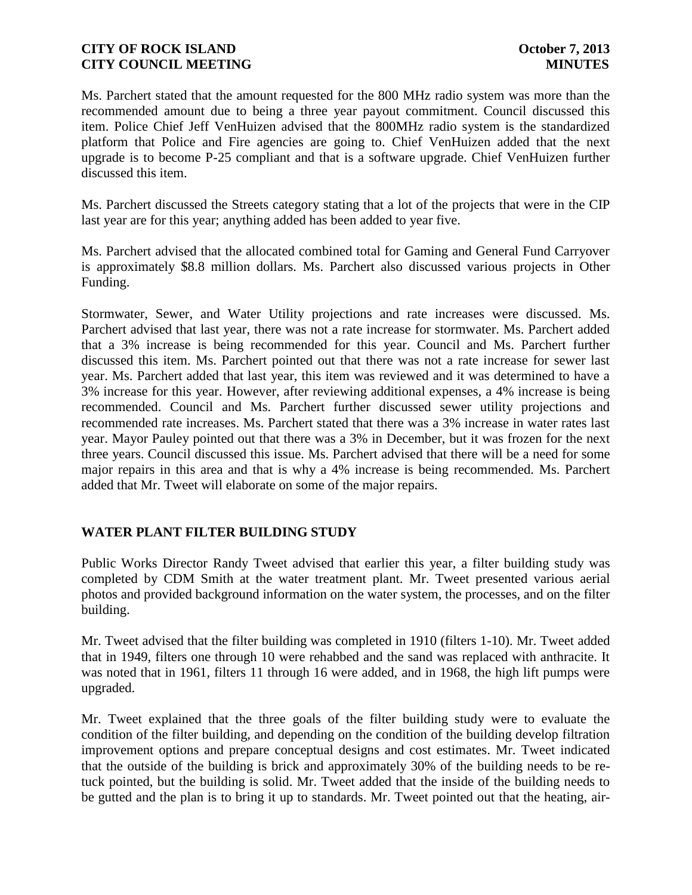Ms. Parchert stated that the amount requested for the 800 MHz radio system was more than the recommended amount due to being a three year payout commitment. Council discussed this item. Police Chief Jeff VenHuizen advised that the 800MHz radio system is the standardized platform that Police and Fire agencies are going to. Chief VenHuizen added that the next upgrade is to become P-25 compliant and that is a software upgrade. Chief VenHuizen further discussed this item.

Ms. Parchert discussed the Streets category stating that a lot of the projects that were in the CIP last year are for this year; anything added has been added to year five.

Ms. Parchert advised that the allocated combined total for Gaming and General Fund Carryover is approximately $8.8 million dollars. Ms. Parchert also discussed various projects in Other Funding.

Stormwater, Sewer, and Water Utility projections and rate increases were discussed. Ms. Parchert advised that last year, there was not a rate increase for stormwater. Ms. Parchert added that a 3% increase is being recommended for this year. Council and Ms. Parchert further discussed this item. Ms. Parchert pointed out that there was not a rate increase for sewer last year. Ms. Parchert added that last year, this item was reviewed and it was determined to have a 3% increase for this year. However, after reviewing additional expenses, a 4% increase is being recommended. Council and Ms. Parchert further discussed sewer utility projections and recommended rate increases. Ms. Parchert stated that there was a 3% increase in water rates last year. Mayor Pauley pointed out that there was a 3% in December, but it was frozen for the next three years. Council discussed this issue. Ms. Parchert advised that there will be a need for some major repairs in this area and that is why a 4% increase is being recommended. Ms. Parchert added that Mr. Tweet will elaborate on some of the major repairs.

## WATER PLANT FILTER BUILDING STUDY

Public Works Director Randy Tweet advised that earlier this year, a filter building study was completed by CDM Smith at the water treatment plant. Mr. Tweet presented various aerial photos and provided background information on the water system, the processes, and on the filter building.

Mr. Tweet advised that the filter building was completed in 1910 (filters 1-10). Mr. Tweet added that in 1949, filters one through 10 were rehabbed and the sand was replaced with anthracite. It was noted that in 1961, filters 11 through 16 were added, and in 1968, the high lift pumps were upgraded.

Mr. Tweet explained that the three goals of the filter building study were to evaluate the condition of the filter building, and depending on the condition of the building develop filtration improvement options and prepare conceptual designs and cost estimates. Mr. Tweet indicated that the outside of the building is brick and approximately 30% of the building needs to be re-tuck pointed, but the building is solid. Mr. Tweet added that the inside of the building needs to be gutted and the plan is to bring it up to standards. Mr. Tweet pointed out that the heating, air-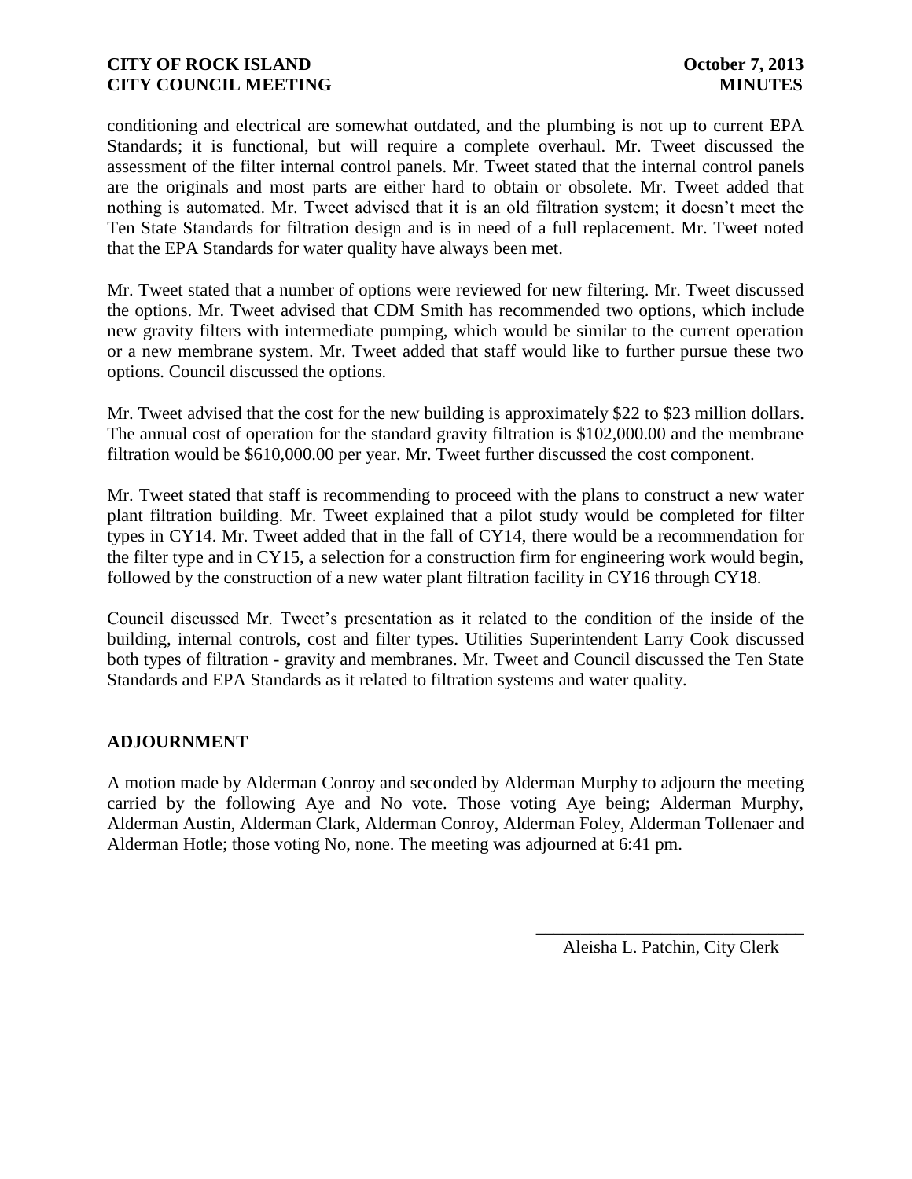conditioning and electrical are somewhat outdated, and the plumbing is not up to current EPA Standards; it is functional, but will require a complete overhaul. Mr. Tweet discussed the assessment of the filter internal control panels. Mr. Tweet stated that the internal control panels are the originals and most parts are either hard to obtain or obsolete. Mr. Tweet added that nothing is automated. Mr. Tweet advised that it is an old filtration system; it doesn't meet the Ten State Standards for filtration design and is in need of a full replacement. Mr. Tweet noted that the EPA Standards for water quality have always been met.

Mr. Tweet stated that a number of options were reviewed for new filtering. Mr. Tweet discussed the options. Mr. Tweet advised that CDM Smith has recommended two options, which include new gravity filters with intermediate pumping, which would be similar to the current operation or a new membrane system. Mr. Tweet added that staff would like to further pursue these two options. Council discussed the options.

Mr. Tweet advised that the cost for the new building is approximately $22 to $23 million dollars. The annual cost of operation for the standard gravity filtration is $102,000.00 and the membrane filtration would be $610,000.00 per year. Mr. Tweet further discussed the cost component.

Mr. Tweet stated that staff is recommending to proceed with the plans to construct a new water plant filtration building. Mr. Tweet explained that a pilot study would be completed for filter types in CY14. Mr. Tweet added that in the fall of CY14, there would be a recommendation for the filter type and in CY15, a selection for a construction firm for engineering work would begin, followed by the construction of a new water plant filtration facility in CY16 through CY18.

Council discussed Mr. Tweet's presentation as it related to the condition of the inside of the building, internal controls, cost and filter types. Utilities Superintendent Larry Cook discussed both types of filtration - gravity and membranes. Mr. Tweet and Council discussed the Ten State Standards and EPA Standards as it related to filtration systems and water quality.

## ADJOURNMENT

A motion made by Alderman Conroy and seconded by Alderman Murphy to adjourn the meeting carried by the following Aye and No vote. Those voting Aye being; Alderman Murphy, Alderman Austin, Alderman Clark, Alderman Conroy, Alderman Foley, Alderman Tollenaer and Alderman Hotle; those voting No, none. The meeting was adjourned at 6:41 pm.

\_\_\_\_\_\_\_\_\_\_\_\_\_\_\_\_\_\_\_\_\_\_\_\_\_\_\_\_\_\_

Aleisha L. Patchin, City Clerk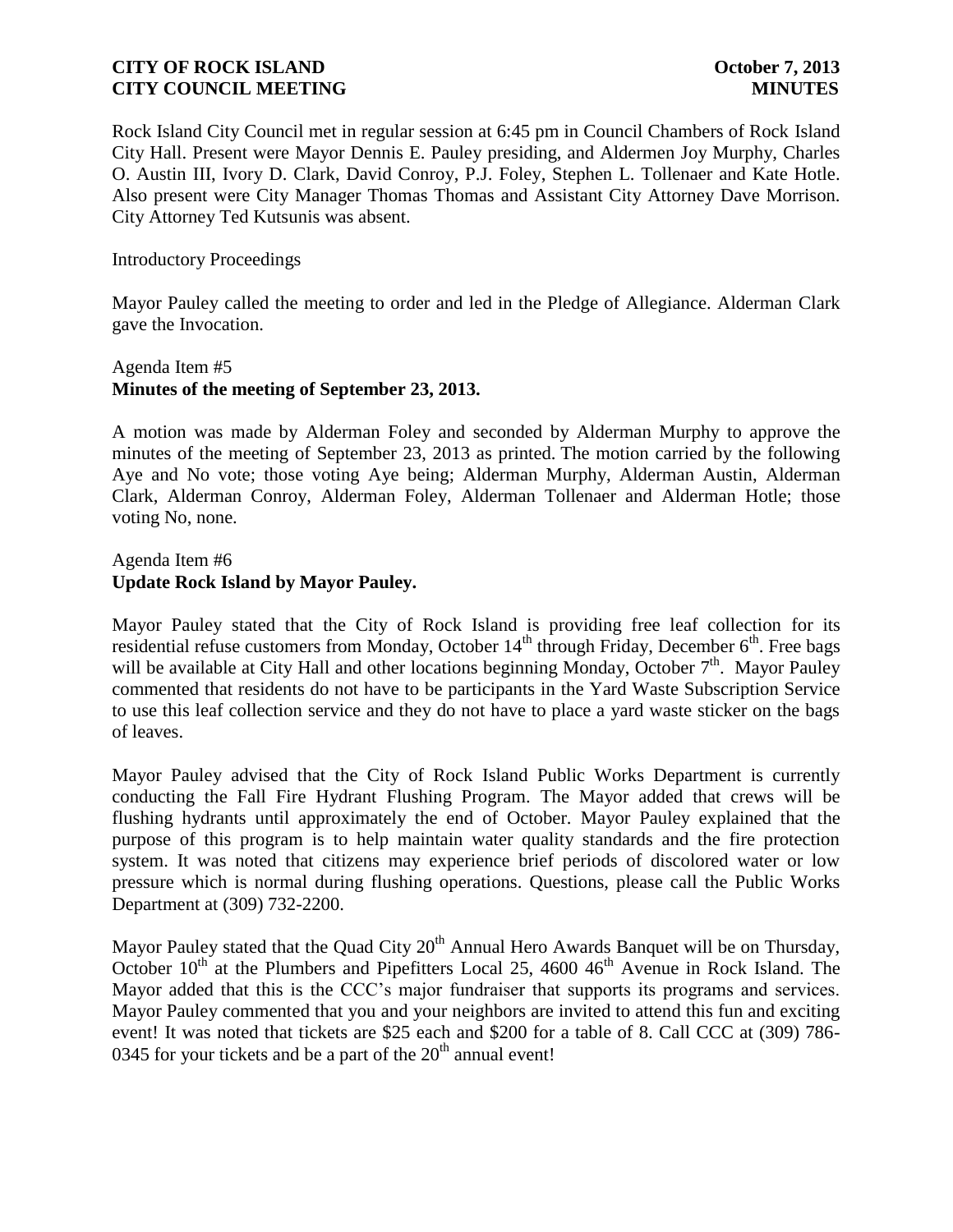Rock Island City Council met in regular session at 6:45 pm in Council Chambers of Rock Island City Hall. Present were Mayor Dennis E. Pauley presiding, and Aldermen Joy Murphy, Charles O. Austin III, Ivory D. Clark, David Conroy, P.J. Foley, Stephen L. Tollenaer and Kate Hotle. Also present were City Manager Thomas Thomas and Assistant City Attorney Dave Morrison. City Attorney Ted Kutsunis was absent.

Introductory Proceedings

Mayor Pauley called the meeting to order and led in the Pledge of Allegiance. Alderman Clark gave the Invocation.

Agenda Item #5
**Minutes of the meeting of September 23, 2013.**

A motion was made by Alderman Foley and seconded by Alderman Murphy to approve the minutes of the meeting of September 23, 2013 as printed. The motion carried by the following Aye and No vote; those voting Aye being; Alderman Murphy, Alderman Austin, Alderman Clark, Alderman Conroy, Alderman Foley, Alderman Tollenaer and Alderman Hotle; those voting No, none.

Agenda Item #6
**Update Rock Island by Mayor Pauley.**

Mayor Pauley stated that the City of Rock Island is providing free leaf collection for its residential refuse customers from Monday, October 14th through Friday, December 6th. Free bags will be available at City Hall and other locations beginning Monday, October 7th. Mayor Pauley commented that residents do not have to be participants in the Yard Waste Subscription Service to use this leaf collection service and they do not have to place a yard waste sticker on the bags of leaves.

Mayor Pauley advised that the City of Rock Island Public Works Department is currently conducting the Fall Fire Hydrant Flushing Program. The Mayor added that crews will be flushing hydrants until approximately the end of October. Mayor Pauley explained that the purpose of this program is to help maintain water quality standards and the fire protection system. It was noted that citizens may experience brief periods of discolored water or low pressure which is normal during flushing operations. Questions, please call the Public Works Department at (309) 732-2200.

Mayor Pauley stated that the Quad City 20th Annual Hero Awards Banquet will be on Thursday, October 10th at the Plumbers and Pipefitters Local 25, 4600 46th Avenue in Rock Island. The Mayor added that this is the CCC's major fundraiser that supports its programs and services. Mayor Pauley commented that you and your neighbors are invited to attend this fun and exciting event! It was noted that tickets are $25 each and $200 for a table of 8. Call CCC at (309) 786-0345 for your tickets and be a part of the 20th annual event!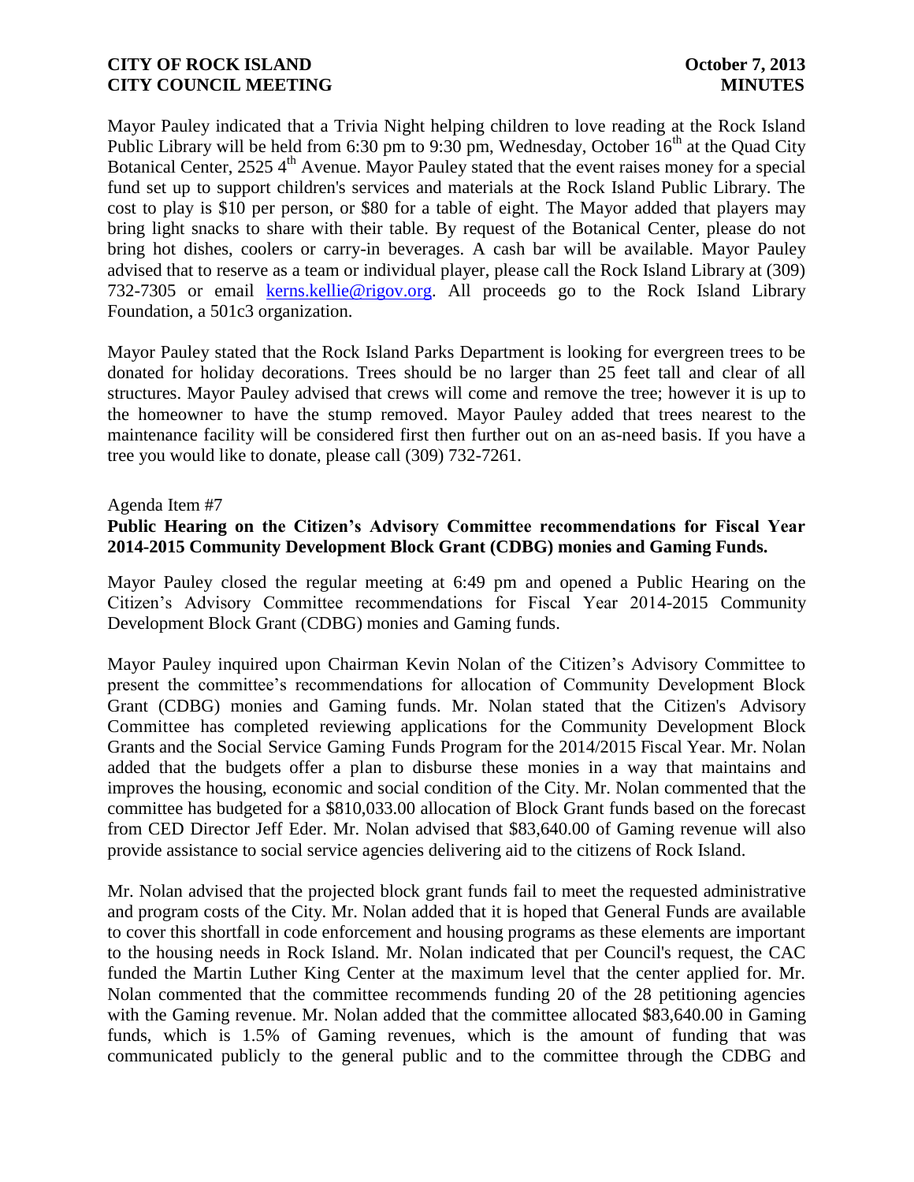Mayor Pauley indicated that a Trivia Night helping children to love reading at the Rock Island Public Library will be held from 6:30 pm to 9:30 pm, Wednesday, October 16th at the Quad City Botanical Center, 2525 4th Avenue. Mayor Pauley stated that the event raises money for a special fund set up to support children's services and materials at the Rock Island Public Library. The cost to play is $10 per person, or $80 for a table of eight. The Mayor added that players may bring light snacks to share with their table. By request of the Botanical Center, please do not bring hot dishes, coolers or carry-in beverages. A cash bar will be available. Mayor Pauley advised that to reserve as a team or individual player, please call the Rock Island Library at (309) 732-7305 or email kerns.kellie@rigov.org. All proceeds go to the Rock Island Library Foundation, a 501c3 organization.

Mayor Pauley stated that the Rock Island Parks Department is looking for evergreen trees to be donated for holiday decorations. Trees should be no larger than 25 feet tall and clear of all structures. Mayor Pauley advised that crews will come and remove the tree; however it is up to the homeowner to have the stump removed. Mayor Pauley added that trees nearest to the maintenance facility will be considered first then further out on an as-need basis. If you have a tree you would like to donate, please call (309) 732-7261.

Agenda Item #7

**Public Hearing on the Citizen's Advisory Committee recommendations for Fiscal Year 2014-2015 Community Development Block Grant (CDBG) monies and Gaming Funds.**

Mayor Pauley closed the regular meeting at 6:49 pm and opened a Public Hearing on the Citizen's Advisory Committee recommendations for Fiscal Year 2014-2015 Community Development Block Grant (CDBG) monies and Gaming funds.

Mayor Pauley inquired upon Chairman Kevin Nolan of the Citizen's Advisory Committee to present the committee's recommendations for allocation of Community Development Block Grant (CDBG) monies and Gaming funds. Mr. Nolan stated that the Citizen's Advisory Committee has completed reviewing applications for the Community Development Block Grants and the Social Service Gaming Funds Program for the 2014/2015 Fiscal Year. Mr. Nolan added that the budgets offer a plan to disburse these monies in a way that maintains and improves the housing, economic and social condition of the City. Mr. Nolan commented that the committee has budgeted for a $810,033.00 allocation of Block Grant funds based on the forecast from CED Director Jeff Eder. Mr. Nolan advised that $83,640.00 of Gaming revenue will also provide assistance to social service agencies delivering aid to the citizens of Rock Island.

Mr. Nolan advised that the projected block grant funds fail to meet the requested administrative and program costs of the City. Mr. Nolan added that it is hoped that General Funds are available to cover this shortfall in code enforcement and housing programs as these elements are important to the housing needs in Rock Island. Mr. Nolan indicated that per Council's request, the CAC funded the Martin Luther King Center at the maximum level that the center applied for. Mr. Nolan commented that the committee recommends funding 20 of the 28 petitioning agencies with the Gaming revenue. Mr. Nolan added that the committee allocated $83,640.00 in Gaming funds, which is 1.5% of Gaming revenues, which is the amount of funding that was communicated publicly to the general public and to the committee through the CDBG and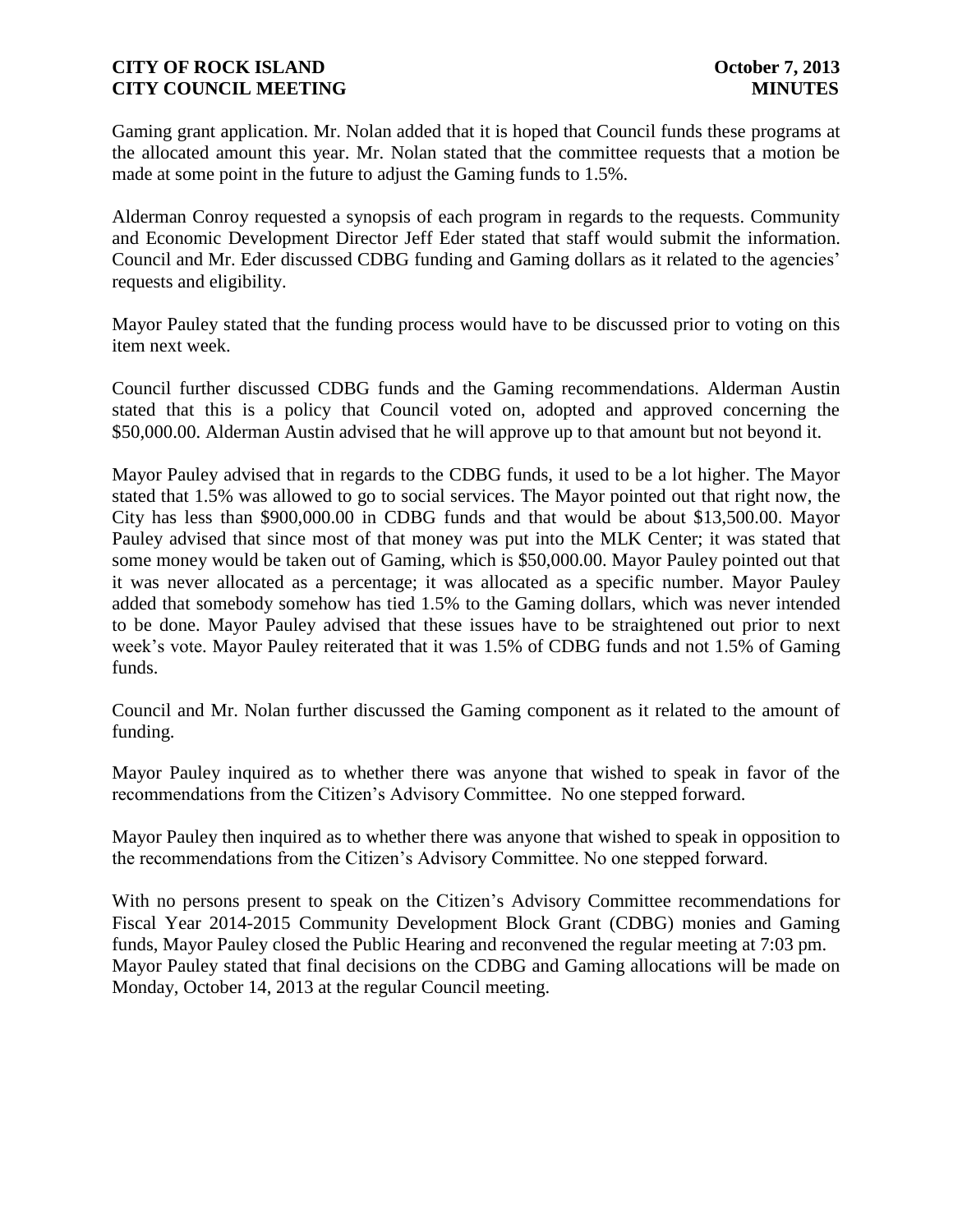Gaming grant application. Mr. Nolan added that it is hoped that Council funds these programs at the allocated amount this year. Mr. Nolan stated that the committee requests that a motion be made at some point in the future to adjust the Gaming funds to 1.5%.

Alderman Conroy requested a synopsis of each program in regards to the requests. Community and Economic Development Director Jeff Eder stated that staff would submit the information. Council and Mr. Eder discussed CDBG funding and Gaming dollars as it related to the agencies' requests and eligibility.

Mayor Pauley stated that the funding process would have to be discussed prior to voting on this item next week.

Council further discussed CDBG funds and the Gaming recommendations. Alderman Austin stated that this is a policy that Council voted on, adopted and approved concerning the $50,000.00. Alderman Austin advised that he will approve up to that amount but not beyond it.

Mayor Pauley advised that in regards to the CDBG funds, it used to be a lot higher. The Mayor stated that 1.5% was allowed to go to social services. The Mayor pointed out that right now, the City has less than $900,000.00 in CDBG funds and that would be about $13,500.00. Mayor Pauley advised that since most of that money was put into the MLK Center; it was stated that some money would be taken out of Gaming, which is $50,000.00. Mayor Pauley pointed out that it was never allocated as a percentage; it was allocated as a specific number. Mayor Pauley added that somebody somehow has tied 1.5% to the Gaming dollars, which was never intended to be done. Mayor Pauley advised that these issues have to be straightened out prior to next week's vote. Mayor Pauley reiterated that it was 1.5% of CDBG funds and not 1.5% of Gaming funds.

Council and Mr. Nolan further discussed the Gaming component as it related to the amount of funding.

Mayor Pauley inquired as to whether there was anyone that wished to speak in favor of the recommendations from the Citizen's Advisory Committee. No one stepped forward.

Mayor Pauley then inquired as to whether there was anyone that wished to speak in opposition to the recommendations from the Citizen's Advisory Committee. No one stepped forward.

With no persons present to speak on the Citizen's Advisory Committee recommendations for Fiscal Year 2014-2015 Community Development Block Grant (CDBG) monies and Gaming funds, Mayor Pauley closed the Public Hearing and reconvened the regular meeting at 7:03 pm. Mayor Pauley stated that final decisions on the CDBG and Gaming allocations will be made on Monday, October 14, 2013 at the regular Council meeting.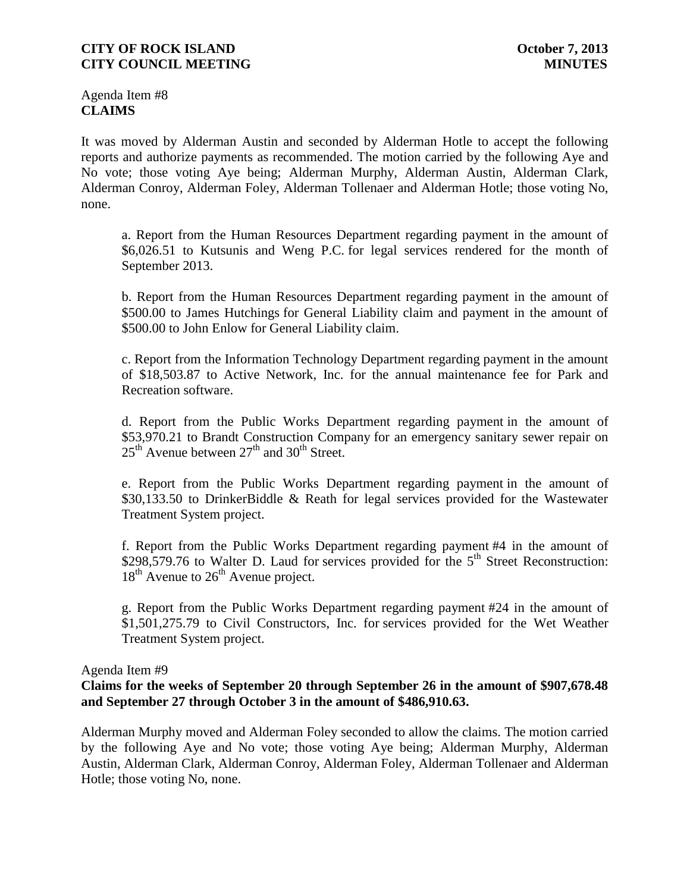Agenda Item #8
**CLAIMS**

It was moved by Alderman Austin and seconded by Alderman Hotle to accept the following reports and authorize payments as recommended. The motion carried by the following Aye and No vote; those voting Aye being; Alderman Murphy, Alderman Austin, Alderman Clark, Alderman Conroy, Alderman Foley, Alderman Tollenaer and Alderman Hotle; those voting No, none.

a. Report from the Human Resources Department regarding payment in the amount of $6,026.51 to Kutsunis and Weng P.C. for legal services rendered for the month of September 2013.

b. Report from the Human Resources Department regarding payment in the amount of $500.00 to James Hutchings for General Liability claim and payment in the amount of $500.00 to John Enlow for General Liability claim.

c. Report from the Information Technology Department regarding payment in the amount of $18,503.87 to Active Network, Inc. for the annual maintenance fee for Park and Recreation software.

d. Report from the Public Works Department regarding payment in the amount of $53,970.21 to Brandt Construction Company for an emergency sanitary sewer repair on 25th Avenue between 27th and 30th Street.

e. Report from the Public Works Department regarding payment in the amount of $30,133.50 to DrinkerBiddle & Reath for legal services provided for the Wastewater Treatment System project.

f. Report from the Public Works Department regarding payment #4 in the amount of $298,579.76 to Walter D. Laud for services provided for the 5th Street Reconstruction: 18th Avenue to 26th Avenue project.

g. Report from the Public Works Department regarding payment #24 in the amount of $1,501,275.79 to Civil Constructors, Inc. for services provided for the Wet Weather Treatment System project.

Agenda Item #9
**Claims for the weeks of September 20 through September 26 in the amount of $907,678.48 and September 27 through October 3 in the amount of $486,910.63.**

Alderman Murphy moved and Alderman Foley seconded to allow the claims. The motion carried by the following Aye and No vote; those voting Aye being; Alderman Murphy, Alderman Austin, Alderman Clark, Alderman Conroy, Alderman Foley, Alderman Tollenaer and Alderman Hotle; those voting No, none.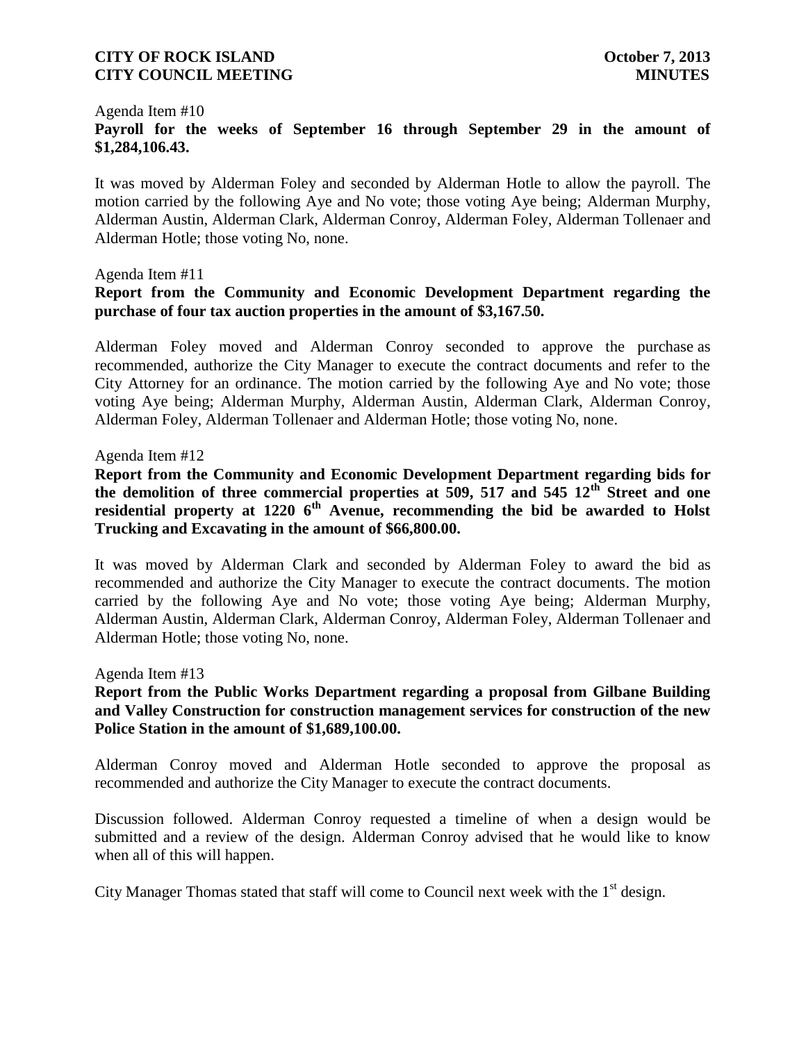Agenda Item #10

**Payroll for the weeks of September 16 through September 29 in the amount of $1,284,106.43.**

It was moved by Alderman Foley and seconded by Alderman Hotle to allow the payroll. The motion carried by the following Aye and No vote; those voting Aye being; Alderman Murphy, Alderman Austin, Alderman Clark, Alderman Conroy, Alderman Foley, Alderman Tollenaer and Alderman Hotle; those voting No, none.

Agenda Item #11

**Report from the Community and Economic Development Department regarding the purchase of four tax auction properties in the amount of $3,167.50.**

Alderman Foley moved and Alderman Conroy seconded to approve the purchase as recommended, authorize the City Manager to execute the contract documents and refer to the City Attorney for an ordinance. The motion carried by the following Aye and No vote; those voting Aye being; Alderman Murphy, Alderman Austin, Alderman Clark, Alderman Conroy, Alderman Foley, Alderman Tollenaer and Alderman Hotle; those voting No, none.

Agenda Item #12

**Report from the Community and Economic Development Department regarding bids for the demolition of three commercial properties at 509, 517 and 545 12th Street and one residential property at 1220 6th Avenue, recommending the bid be awarded to Holst Trucking and Excavating in the amount of $66,800.00.**

It was moved by Alderman Clark and seconded by Alderman Foley to award the bid as recommended and authorize the City Manager to execute the contract documents. The motion carried by the following Aye and No vote; those voting Aye being; Alderman Murphy, Alderman Austin, Alderman Clark, Alderman Conroy, Alderman Foley, Alderman Tollenaer and Alderman Hotle; those voting No, none.

Agenda Item #13

**Report from the Public Works Department regarding a proposal from Gilbane Building and Valley Construction for construction management services for construction of the new Police Station in the amount of $1,689,100.00.**

Alderman Conroy moved and Alderman Hotle seconded to approve the proposal as recommended and authorize the City Manager to execute the contract documents.

Discussion followed. Alderman Conroy requested a timeline of when a design would be submitted and a review of the design. Alderman Conroy advised that he would like to know when all of this will happen.

City Manager Thomas stated that staff will come to Council next week with the 1st design.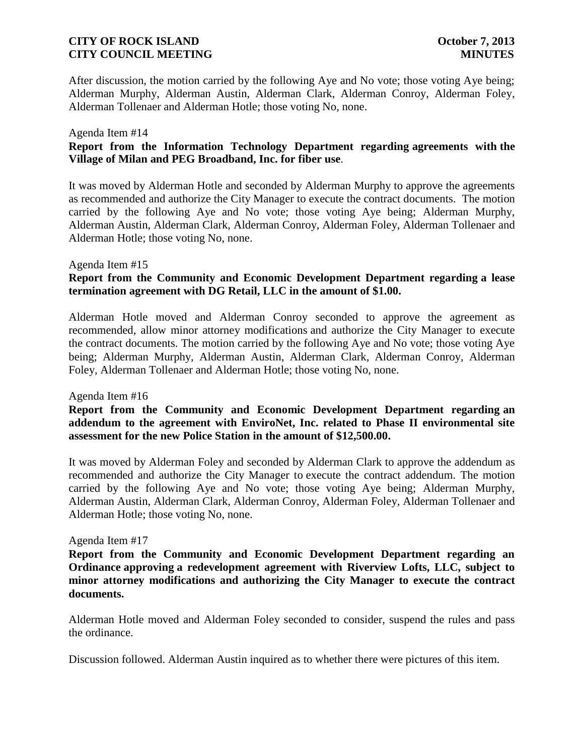After discussion, the motion carried by the following Aye and No vote; those voting Aye being; Alderman Murphy, Alderman Austin, Alderman Clark, Alderman Conroy, Alderman Foley, Alderman Tollenaer and Alderman Hotle; those voting No, none.

Agenda Item #14
**Report from the Information Technology Department regarding agreements with the Village of Milan and PEG Broadband, Inc. for fiber use**.

It was moved by Alderman Hotle and seconded by Alderman Murphy to approve the agreements as recommended and authorize the City Manager to execute the contract documents. The motion carried by the following Aye and No vote; those voting Aye being; Alderman Murphy, Alderman Austin, Alderman Clark, Alderman Conroy, Alderman Foley, Alderman Tollenaer and Alderman Hotle; those voting No, none.

Agenda Item #15
**Report from the Community and Economic Development Department regarding a lease termination agreement with DG Retail, LLC in the amount of $1.00.**

Alderman Hotle moved and Alderman Conroy seconded to approve the agreement as recommended, allow minor attorney modifications and authorize the City Manager to execute the contract documents. The motion carried by the following Aye and No vote; those voting Aye being; Alderman Murphy, Alderman Austin, Alderman Clark, Alderman Conroy, Alderman Foley, Alderman Tollenaer and Alderman Hotle; those voting No, none.

Agenda Item #16
**Report from the Community and Economic Development Department regarding an addendum to the agreement with EnviroNet, Inc. related to Phase II environmental site assessment for the new Police Station in the amount of $12,500.00.**

It was moved by Alderman Foley and seconded by Alderman Clark to approve the addendum as recommended and authorize the City Manager to execute the contract addendum. The motion carried by the following Aye and No vote; those voting Aye being; Alderman Murphy, Alderman Austin, Alderman Clark, Alderman Conroy, Alderman Foley, Alderman Tollenaer and Alderman Hotle; those voting No, none.

Agenda Item #17
**Report from the Community and Economic Development Department regarding an Ordinance approving a redevelopment agreement with Riverview Lofts, LLC, subject to minor attorney modifications and authorizing the City Manager to execute the contract documents.**

Alderman Hotle moved and Alderman Foley seconded to consider, suspend the rules and pass the ordinance.

Discussion followed. Alderman Austin inquired as to whether there were pictures of this item.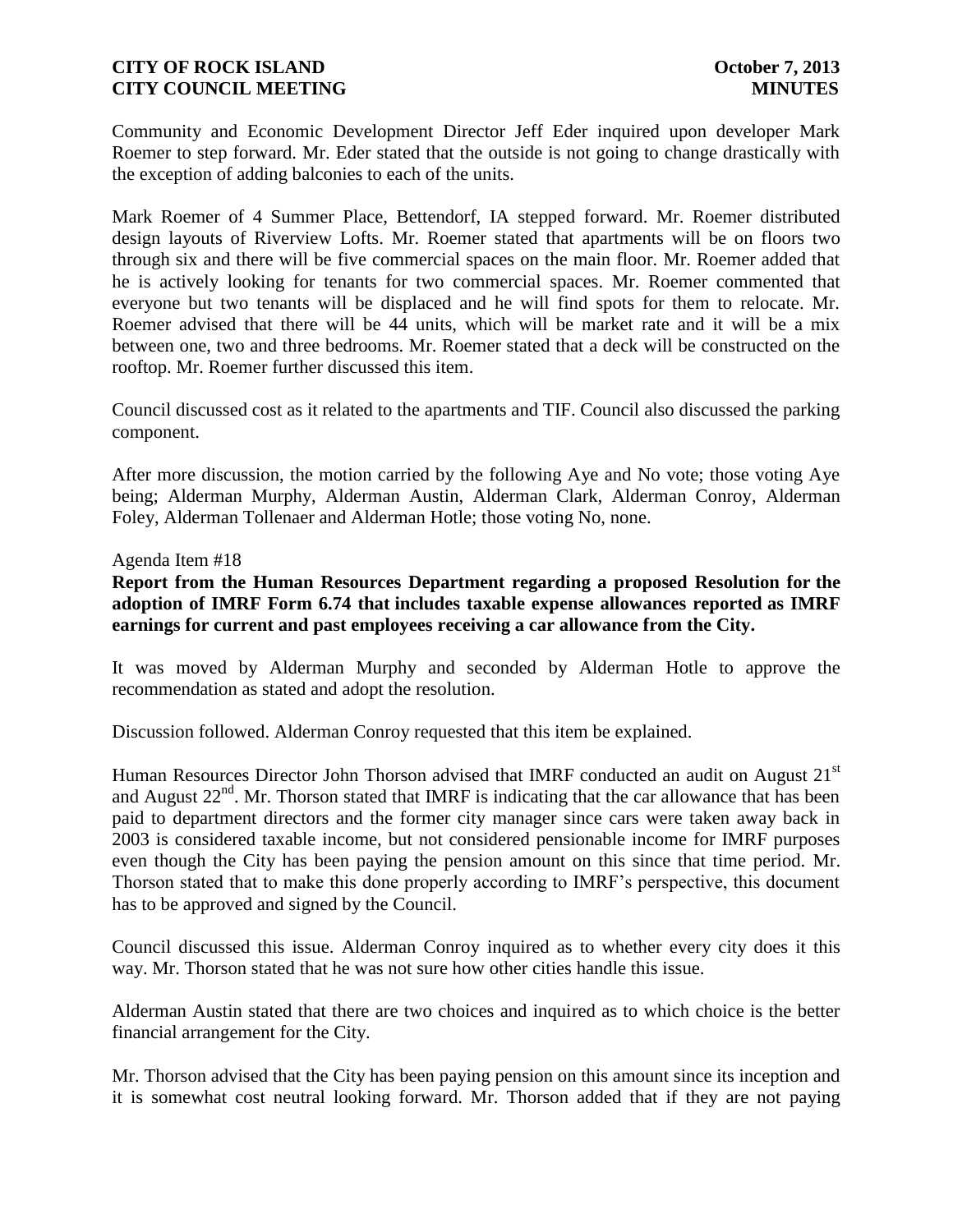Community and Economic Development Director Jeff Eder inquired upon developer Mark Roemer to step forward. Mr. Eder stated that the outside is not going to change drastically with the exception of adding balconies to each of the units.

Mark Roemer of 4 Summer Place, Bettendorf, IA stepped forward. Mr. Roemer distributed design layouts of Riverview Lofts. Mr. Roemer stated that apartments will be on floors two through six and there will be five commercial spaces on the main floor. Mr. Roemer added that he is actively looking for tenants for two commercial spaces. Mr. Roemer commented that everyone but two tenants will be displaced and he will find spots for them to relocate. Mr. Roemer advised that there will be 44 units, which will be market rate and it will be a mix between one, two and three bedrooms. Mr. Roemer stated that a deck will be constructed on the rooftop. Mr. Roemer further discussed this item.

Council discussed cost as it related to the apartments and TIF. Council also discussed the parking component.

After more discussion, the motion carried by the following Aye and No vote; those voting Aye being; Alderman Murphy, Alderman Austin, Alderman Clark, Alderman Conroy, Alderman Foley, Alderman Tollenaer and Alderman Hotle; those voting No, none.

Agenda Item #18

**Report from the Human Resources Department regarding a proposed Resolution for the adoption of IMRF Form 6.74 that includes taxable expense allowances reported as IMRF earnings for current and past employees receiving a car allowance from the City.**

It was moved by Alderman Murphy and seconded by Alderman Hotle to approve the recommendation as stated and adopt the resolution.

Discussion followed. Alderman Conroy requested that this item be explained.

Human Resources Director John Thorson advised that IMRF conducted an audit on August 21st and August 22nd. Mr. Thorson stated that IMRF is indicating that the car allowance that has been paid to department directors and the former city manager since cars were taken away back in 2003 is considered taxable income, but not considered pensionable income for IMRF purposes even though the City has been paying the pension amount on this since that time period. Mr. Thorson stated that to make this done properly according to IMRF's perspective, this document has to be approved and signed by the Council.

Council discussed this issue. Alderman Conroy inquired as to whether every city does it this way. Mr. Thorson stated that he was not sure how other cities handle this issue.

Alderman Austin stated that there are two choices and inquired as to which choice is the better financial arrangement for the City.

Mr. Thorson advised that the City has been paying pension on this amount since its inception and it is somewhat cost neutral looking forward. Mr. Thorson added that if they are not paying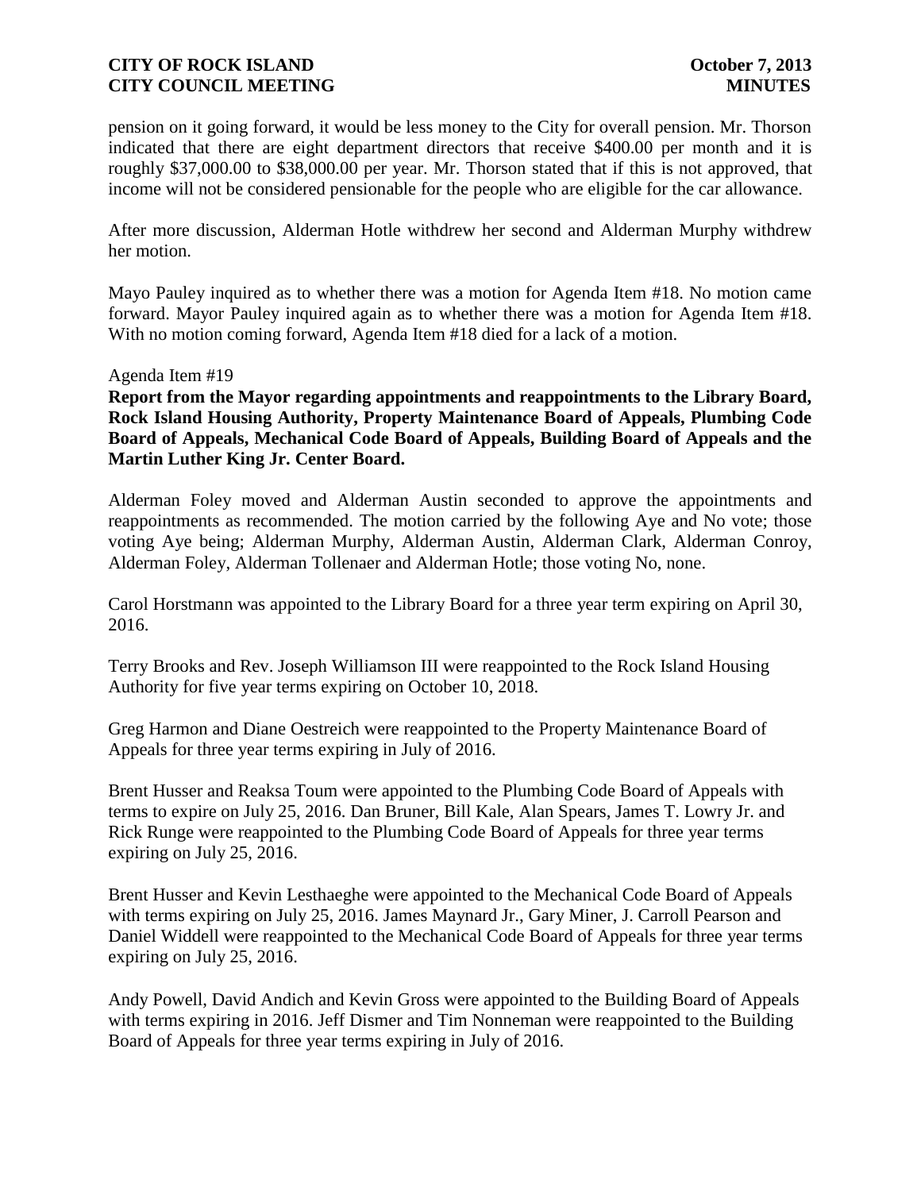pension on it going forward, it would be less money to the City for overall pension. Mr. Thorson indicated that there are eight department directors that receive $400.00 per month and it is roughly $37,000.00 to $38,000.00 per year. Mr. Thorson stated that if this is not approved, that income will not be considered pensionable for the people who are eligible for the car allowance.

After more discussion, Alderman Hotle withdrew her second and Alderman Murphy withdrew her motion.

Mayo Pauley inquired as to whether there was a motion for Agenda Item #18. No motion came forward. Mayor Pauley inquired again as to whether there was a motion for Agenda Item #18. With no motion coming forward, Agenda Item #18 died for a lack of a motion.

Agenda Item #19

**Report from the Mayor regarding appointments and reappointments to the Library Board, Rock Island Housing Authority, Property Maintenance Board of Appeals, Plumbing Code Board of Appeals, Mechanical Code Board of Appeals, Building Board of Appeals and the Martin Luther King Jr. Center Board.**

Alderman Foley moved and Alderman Austin seconded to approve the appointments and reappointments as recommended. The motion carried by the following Aye and No vote; those voting Aye being; Alderman Murphy, Alderman Austin, Alderman Clark, Alderman Conroy, Alderman Foley, Alderman Tollenaer and Alderman Hotle; those voting No, none.

Carol Horstmann was appointed to the Library Board for a three year term expiring on April 30, 2016.

Terry Brooks and Rev. Joseph Williamson III were reappointed to the Rock Island Housing Authority for five year terms expiring on October 10, 2018.

Greg Harmon and Diane Oestreich were reappointed to the Property Maintenance Board of Appeals for three year terms expiring in July of 2016.

Brent Husser and Reaksa Toum were appointed to the Plumbing Code Board of Appeals with terms to expire on July 25, 2016. Dan Bruner, Bill Kale, Alan Spears, James T. Lowry Jr. and Rick Runge were reappointed to the Plumbing Code Board of Appeals for three year terms expiring on July 25, 2016.

Brent Husser and Kevin Lesthaeghe were appointed to the Mechanical Code Board of Appeals with terms expiring on July 25, 2016. James Maynard Jr., Gary Miner, J. Carroll Pearson and Daniel Widdell were reappointed to the Mechanical Code Board of Appeals for three year terms expiring on July 25, 2016.

Andy Powell, David Andich and Kevin Gross were appointed to the Building Board of Appeals with terms expiring in 2016. Jeff Dismer and Tim Nonneman were reappointed to the Building Board of Appeals for three year terms expiring in July of 2016.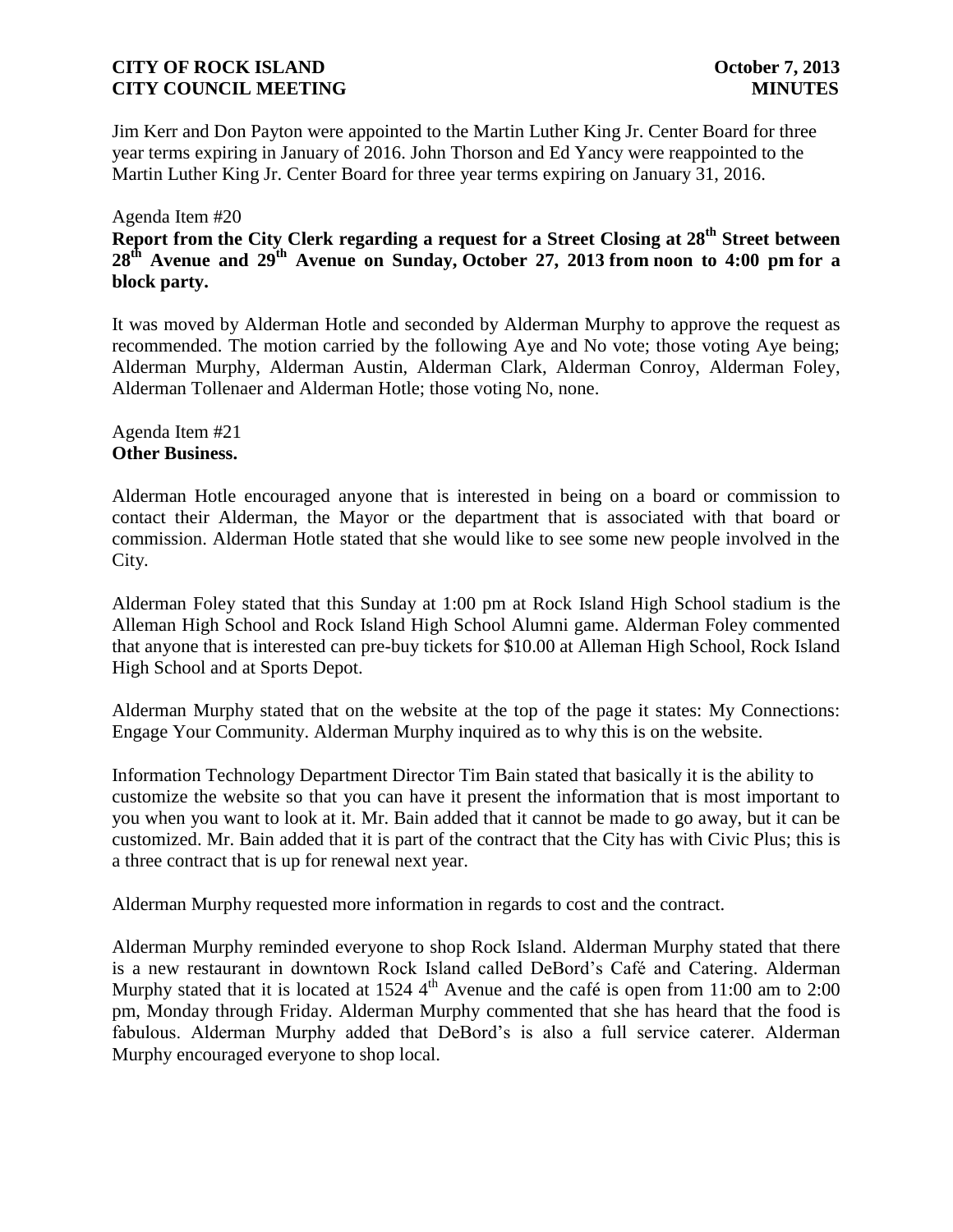Jim Kerr and Don Payton were appointed to the Martin Luther King Jr. Center Board for three year terms expiring in January of 2016. John Thorson and Ed Yancy were reappointed to the Martin Luther King Jr. Center Board for three year terms expiring on January 31, 2016.

Agenda Item #20

**Report from the City Clerk regarding a request for a Street Closing at 28th Street between 28th Avenue and 29th Avenue on Sunday, October 27, 2013 from noon to 4:00 pm for a block party.**

It was moved by Alderman Hotle and seconded by Alderman Murphy to approve the request as recommended. The motion carried by the following Aye and No vote; those voting Aye being; Alderman Murphy, Alderman Austin, Alderman Clark, Alderman Conroy, Alderman Foley, Alderman Tollenaer and Alderman Hotle; those voting No, none.

Agenda Item #21

**Other Business.**

Alderman Hotle encouraged anyone that is interested in being on a board or commission to contact their Alderman, the Mayor or the department that is associated with that board or commission. Alderman Hotle stated that she would like to see some new people involved in the City.

Alderman Foley stated that this Sunday at 1:00 pm at Rock Island High School stadium is the Alleman High School and Rock Island High School Alumni game. Alderman Foley commented that anyone that is interested can pre-buy tickets for $10.00 at Alleman High School, Rock Island High School and at Sports Depot.

Alderman Murphy stated that on the website at the top of the page it states: My Connections: Engage Your Community. Alderman Murphy inquired as to why this is on the website.

Information Technology Department Director Tim Bain stated that basically it is the ability to customize the website so that you can have it present the information that is most important to you when you want to look at it. Mr. Bain added that it cannot be made to go away, but it can be customized. Mr. Bain added that it is part of the contract that the City has with Civic Plus; this is a three contract that is up for renewal next year.

Alderman Murphy requested more information in regards to cost and the contract.

Alderman Murphy reminded everyone to shop Rock Island. Alderman Murphy stated that there is a new restaurant in downtown Rock Island called DeBord's Café and Catering. Alderman Murphy stated that it is located at 1524 4th Avenue and the café is open from 11:00 am to 2:00 pm, Monday through Friday. Alderman Murphy commented that she has heard that the food is fabulous. Alderman Murphy added that DeBord's is also a full service caterer. Alderman Murphy encouraged everyone to shop local.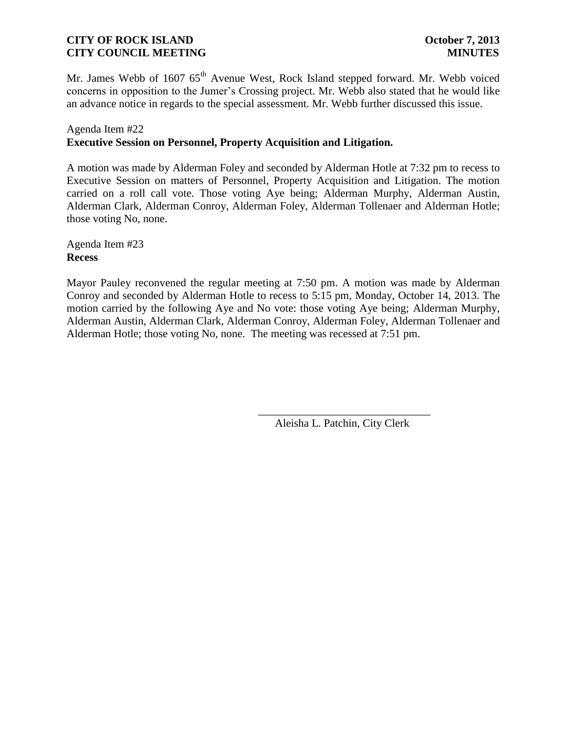Mr. James Webb of 1607 65th Avenue West, Rock Island stepped forward. Mr. Webb voiced concerns in opposition to the Jumer's Crossing project. Mr. Webb also stated that he would like an advance notice in regards to the special assessment. Mr. Webb further discussed this issue.

Agenda Item #22
**Executive Session on Personnel, Property Acquisition and Litigation.**

A motion was made by Alderman Foley and seconded by Alderman Hotle at 7:32 pm to recess to Executive Session on matters of Personnel, Property Acquisition and Litigation. The motion carried on a roll call vote. Those voting Aye being; Alderman Murphy, Alderman Austin, Alderman Clark, Alderman Conroy, Alderman Foley, Alderman Tollenaer and Alderman Hotle; those voting No, none.

Agenda Item #23
**Recess**

Mayor Pauley reconvened the regular meeting at 7:50 pm. A motion was made by Alderman Conroy and seconded by Alderman Hotle to recess to 5:15 pm, Monday, October 14, 2013. The motion carried by the following Aye and No vote: those voting Aye being; Alderman Murphy, Alderman Austin, Alderman Clark, Alderman Conroy, Alderman Foley, Alderman Tollenaer and Alderman Hotle; those voting No, none. The meeting was recessed at 7:51 pm.

\_\_\_\_\_\_\_\_\_\_\_\_\_\_\_\_\_\_\_\_\_\_\_\_\_\_\_\_\_\_
Aleisha L. Patchin, City Clerk